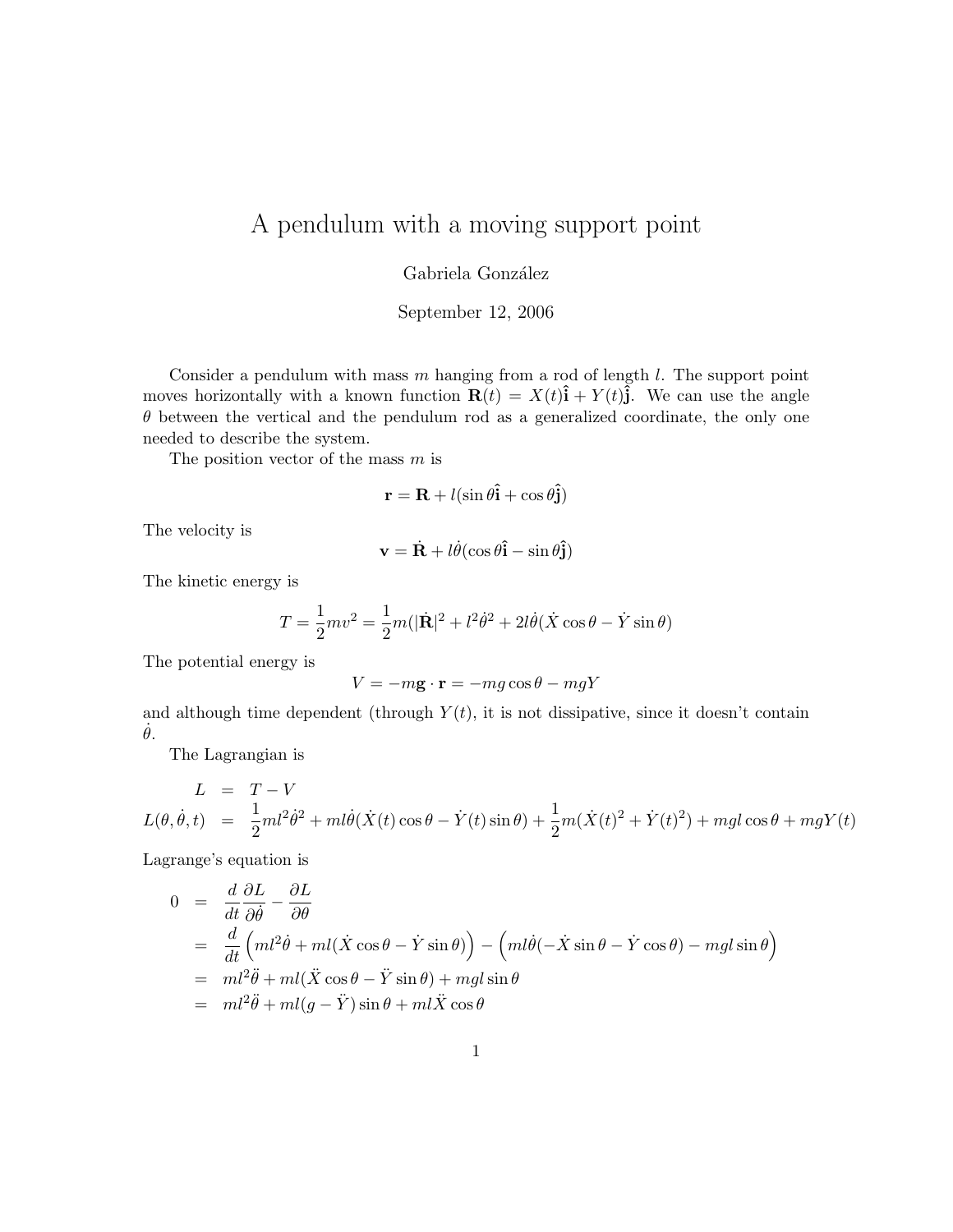# A pendulum with a moving support point

Gabriela González

September 12, 2006

Consider a pendulum with mass $m$ hanging from a rod of length $l$. The support point moves horizontally with a known function $\mathbf{R}(t) = X(t)\hat{\mathbf{i}} + Y(t)\hat{\mathbf{j}}$. We can use the angle $\theta$ between the vertical and the pendulum rod as a generalized coordinate, the only one needed to describe the system.

The position vector of the mass $m$ is

$$\mathbf{r} = \mathbf{R} + l(\sin\theta\hat{\mathbf{i}} + \cos\theta\hat{\mathbf{j}})$$

The velocity is

$$\mathbf{v} = \dot{\mathbf{R}} + l\dot{\theta}(\cos\theta\hat{\mathbf{i}} - \sin\theta\hat{\mathbf{j}})$$

The kinetic energy is

$$T = \frac{1}{2}mv^2 = \frac{1}{2}m(|\dot{\mathbf{R}}|^2 + l^2\dot{\theta}^2 + 2l\dot{\theta}(\dot{X}\cos\theta - \dot{Y}\sin\theta)$$

The potential energy is

$$V = -m\mathbf{g}\cdot\mathbf{r} = -mg\cos\theta - mgY$$

and although time dependent (through $Y(t)$, it is not dissipative, since it doesn't contain $\dot{\theta}$.

The Lagrangian is

$$\begin{aligned}
L &= T - V \\
L(\theta, \dot{\theta}, t) &= \frac{1}{2}ml^2\dot{\theta}^2 + ml\dot{\theta}(\dot{X}(t)\cos\theta - \dot{Y}(t)\sin\theta) + \frac{1}{2}m(\dot{X}(t)^2 + \dot{Y}(t)^2) + mgl\cos\theta + mgY(t)
\end{aligned}$$

Lagrange's equation is

$$\begin{aligned}
0 &= \frac{d}{dt}\frac{\partial L}{\partial\dot{\theta}} - \frac{\partial L}{\partial\theta} \\
&= \frac{d}{dt}\Big(ml^2\dot{\theta} + ml(\dot{X}\cos\theta - \dot{Y}\sin\theta)\Big) - \Big(ml\dot{\theta}(-\dot{X}\sin\theta - \dot{Y}\cos\theta) - mgl\sin\theta\Big) \\
&= ml^2\ddot{\theta} + ml(\ddot{X}\cos\theta - \ddot{Y}\sin\theta) + mgl\sin\theta \\
&= ml^2\ddot{\theta} + ml(g - \ddot{Y})\sin\theta + ml\ddot{X}\cos\theta
\end{aligned}$$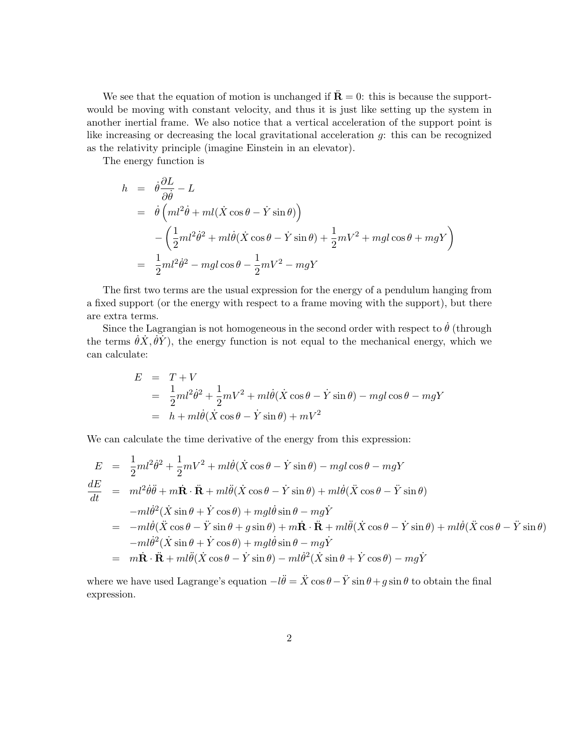We see that the equation of motion is unchanged if $\ddot{\mathbf{R}} = 0$: this is because the support would be moving with constant velocity, and thus it is just like setting up the system in another inertial frame. We also notice that a vertical acceleration of the support point is like increasing or decreasing the local gravitational acceleration $g$: this can be recognized as the relativity principle (imagine Einstein in an elevator).

The energy function is

$$
\begin{aligned}
h &= \dot{\theta}\frac{\partial L}{\partial \dot{\theta}} - L \\
&= \dot{\theta}\left(ml^2\dot{\theta} + ml(\dot{X}\cos\theta - \dot{Y}\sin\theta)\right) \\
&\quad - \left(\frac{1}{2}ml^2\dot{\theta}^2 + ml\dot{\theta}(\dot{X}\cos\theta - \dot{Y}\sin\theta) + \frac{1}{2}mV^2 + mgl\cos\theta + mgY\right) \\
&= \frac{1}{2}ml^2\dot{\theta}^2 - mgl\cos\theta - \frac{1}{2}mV^2 - mgY
\end{aligned}
$$

The first two terms are the usual expression for the energy of a pendulum hanging from a fixed support (or the energy with respect to a frame moving with the support), but there are extra terms.

Since the Lagrangian is not homogeneous in the second order with respect to $\dot{\theta}$ (through the terms $\dot{\theta}\dot{X}, \dot{\theta}\dot{Y}$), the energy function is not equal to the mechanical energy, which we can calculate:

$$
\begin{aligned}
E &= T + V \\
&= \frac{1}{2}ml^2\dot{\theta}^2 + \frac{1}{2}mV^2 + ml\dot{\theta}(\dot{X}\cos\theta - \dot{Y}\sin\theta) - mgl\cos\theta - mgY \\
&= h + ml\dot{\theta}(\dot{X}\cos\theta - \dot{Y}\sin\theta) + mV^2
\end{aligned}
$$

We can calculate the time derivative of the energy from this expression:

$$
\begin{aligned}
E &= \frac{1}{2}ml^2\dot{\theta}^2 + \frac{1}{2}mV^2 + ml\dot{\theta}(\dot{X}\cos\theta - \dot{Y}\sin\theta) - mgl\cos\theta - mgY \\
\frac{dE}{dt} &= ml^2\dot{\theta}\ddot{\theta} + m\dot{\mathbf{R}}\cdot\ddot{\mathbf{R}} + ml\ddot{\theta}(\dot{X}\cos\theta - \dot{Y}\sin\theta) + ml\dot{\theta}(\ddot{X}\cos\theta - \ddot{Y}\sin\theta) \\
&\quad - ml\dot{\theta}^2(\dot{X}\sin\theta + \dot{Y}\cos\theta) + mgl\dot{\theta}\sin\theta - mg\dot{Y} \\
&= -ml\dot{\theta}(\ddot{X}\cos\theta - \ddot{Y}\sin\theta + g\sin\theta) + m\dot{\mathbf{R}}\cdot\ddot{\mathbf{R}} + ml\ddot{\theta}(\dot{X}\cos\theta - \dot{Y}\sin\theta) + ml\dot{\theta}(\ddot{X}\cos\theta - \ddot{Y}\sin\theta) \\
&\quad - ml\dot{\theta}^2(\dot{X}\sin\theta + \dot{Y}\cos\theta) + mgl\dot{\theta}\sin\theta - mg\dot{Y} \\
&= m\dot{\mathbf{R}}\cdot\ddot{\mathbf{R}} + ml\ddot{\theta}(\dot{X}\cos\theta - \dot{Y}\sin\theta) - ml\dot{\theta}^2(\dot{X}\sin\theta + \dot{Y}\cos\theta) - mg\dot{Y}
\end{aligned}
$$

where we have used Lagrange's equation $-l\ddot{\theta} = \ddot{X}\cos\theta - \ddot{Y}\sin\theta + g\sin\theta$ to obtain the final expression.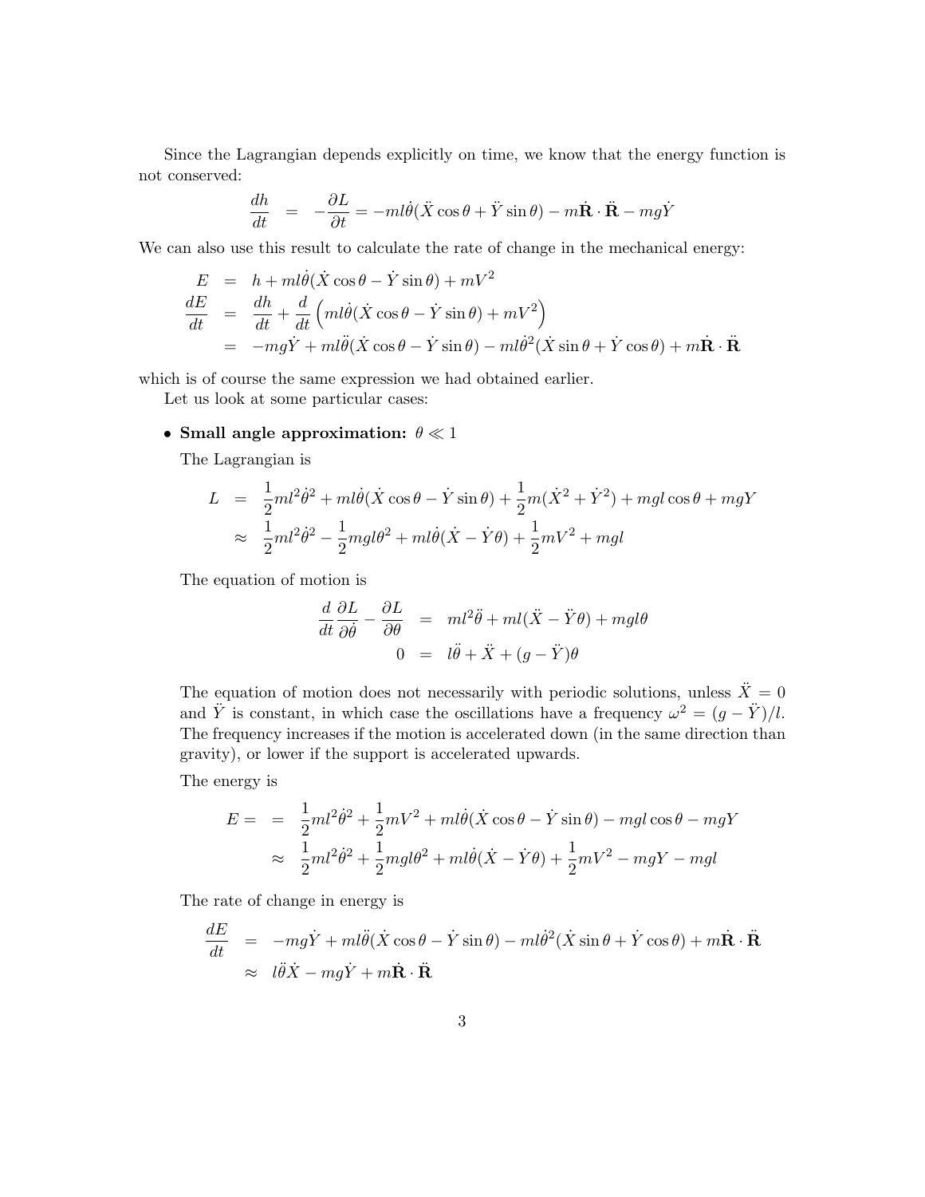Since the Lagrangian depends explicitly on time, we know that the energy function is not conserved:

$$\frac{dh}{dt} = -\frac{\partial L}{\partial t} = -ml\dot{\theta}(\ddot{X}\cos\theta + \ddot{Y}\sin\theta) - m\dot{\mathbf{R}}\cdot\ddot{\mathbf{R}} - mg\dot{Y}$$

We can also use this result to calculate the rate of change in the mechanical energy:

$$\begin{aligned}
E &= h + ml\dot{\theta}(\dot{X}\cos\theta - \dot{Y}\sin\theta) + mV^2 \\
\frac{dE}{dt} &= \frac{dh}{dt} + \frac{d}{dt}\left(ml\dot{\theta}(\dot{X}\cos\theta - \dot{Y}\sin\theta) + mV^2\right) \\
&= -mg\dot{Y} + ml\ddot{\theta}(\dot{X}\cos\theta - \dot{Y}\sin\theta) - ml\dot{\theta}^2(\dot{X}\sin\theta + \dot{Y}\cos\theta) + m\dot{\mathbf{R}}\cdot\ddot{\mathbf{R}}
\end{aligned}$$

which is of course the same expression we had obtained earlier.

Let us look at some particular cases:

- **Small angle approximation:** $\theta \ll 1$

  The Lagrangian is

$$\begin{aligned}
L &= \frac{1}{2}ml^2\dot{\theta}^2 + ml\dot{\theta}(\dot{X}\cos\theta - \dot{Y}\sin\theta) + \frac{1}{2}m(\dot{X}^2 + \dot{Y}^2) + mgl\cos\theta + mgY \\
&\approx \frac{1}{2}ml^2\dot{\theta}^2 - \frac{1}{2}mgl\theta^2 + ml\dot{\theta}(\dot{X} - \dot{Y}\theta) + \frac{1}{2}mV^2 + mgl
\end{aligned}$$

  The equation of motion is

$$\begin{aligned}
\frac{d}{dt}\frac{\partial L}{\partial \dot{\theta}} - \frac{\partial L}{\partial \theta} &= ml^2\ddot{\theta} + ml(\ddot{X} - \ddot{Y}\theta) + mgl\theta \\
0 &= l\ddot{\theta} + \ddot{X} + (g - \ddot{Y})\theta
\end{aligned}$$

  The equation of motion does not necessarily with periodic solutions, unless $\ddot{X} = 0$ and $\ddot{Y}$ is constant, in which case the oscillations have a frequency $\omega^2 = (g - \ddot{Y})/l$. The frequency increases if the motion is accelerated down (in the same direction than gravity), or lower if the support is accelerated upwards.

  The energy is

$$\begin{aligned}
E = &= \frac{1}{2}ml^2\dot{\theta}^2 + \frac{1}{2}mV^2 + ml\dot{\theta}(\dot{X}\cos\theta - \dot{Y}\sin\theta) - mgl\cos\theta - mgY \\
&\approx \frac{1}{2}ml^2\dot{\theta}^2 + \frac{1}{2}mgl\theta^2 + ml\dot{\theta}(\dot{X} - \dot{Y}\theta) + \frac{1}{2}mV^2 - mgY - mgl
\end{aligned}$$

  The rate of change in energy is

$$\begin{aligned}
\frac{dE}{dt} &= -mg\dot{Y} + ml\ddot{\theta}(\dot{X}\cos\theta - \dot{Y}\sin\theta) - ml\dot{\theta}^2(\dot{X}\sin\theta + \dot{Y}\cos\theta) + m\dot{\mathbf{R}}\cdot\ddot{\mathbf{R}} \\
&\approx l\ddot{\theta}\dot{X} - mg\dot{Y} + m\dot{\mathbf{R}}\cdot\ddot{\mathbf{R}}
\end{aligned}$$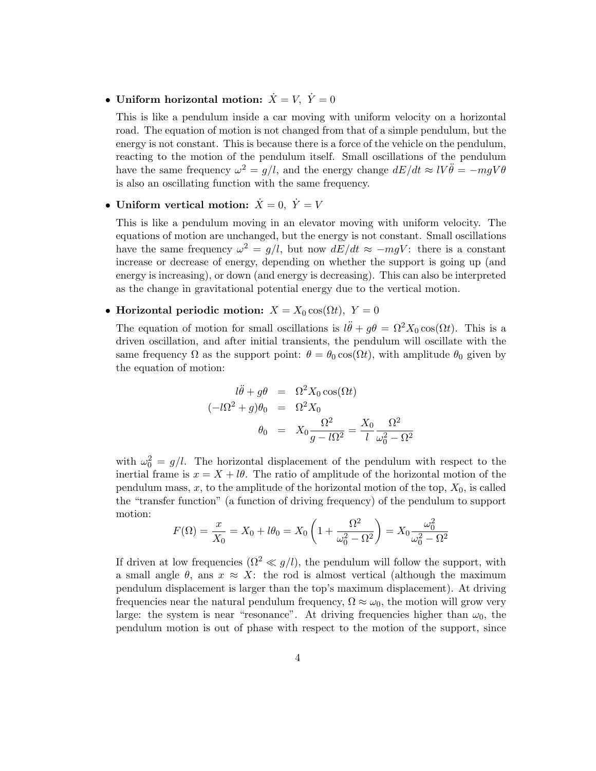- **Uniform horizontal motion:** $\dot{X} = V,\ \dot{Y} = 0$

  This is like a pendulum inside a car moving with uniform velocity on a horizontal road. The equation of motion is not changed from that of a simple pendulum, but the energy is not constant. This is because there is a force of the vehicle on the pendulum, reacting to the motion of the pendulum itself. Small oscillations of the pendulum have the same frequency $\omega^2 = g/l$, and the energy change $dE/dt \approx lV\ddot{\theta} = -mgV\theta$ is also an oscillating function with the same frequency.

- **Uniform vertical motion:** $\dot{X} = 0,\ \dot{Y} = V$

  This is like a pendulum moving in an elevator moving with uniform velocity. The equations of motion are unchanged, but the energy is not constant. Small oscillations have the same frequency $\omega^2 = g/l$, but now $dE/dt \approx -mgV$: there is a constant increase or decrease of energy, depending on whether the support is going up (and energy is increasing), or down (and energy is decreasing). This can also be interpreted as the change in gravitational potential energy due to the vertical motion.

- **Horizontal periodic motion:** $X = X_0 \cos(\Omega t),\ Y = 0$

  The equation of motion for small oscillations is $l\ddot{\theta} + g\theta = \Omega^2 X_0 \cos(\Omega t)$. This is a driven oscillation, and after initial transients, the pendulum will oscillate with the same frequency $\Omega$ as the support point: $\theta = \theta_0 \cos(\Omega t)$, with amplitude $\theta_0$ given by the equation of motion:

$$
\begin{aligned}
l\ddot{\theta} + g\theta &= \Omega^2 X_0 \cos(\Omega t) \\
(-l\Omega^2 + g)\theta_0 &= \Omega^2 X_0 \\
\theta_0 &= X_0 \frac{\Omega^2}{g - l\Omega^2} = \frac{X_0}{l}\frac{\Omega^2}{\omega_0^2 - \Omega^2}
\end{aligned}
$$

  with $\omega_0^2 = g/l$. The horizontal displacement of the pendulum with respect to the inertial frame is $x = X + l\theta$. The ratio of amplitude of the horizontal motion of the pendulum mass, $x$, to the amplitude of the horizontal motion of the top, $X_0$, is called the "transfer function" (a function of driving frequency) of the pendulum to support motion:

$$
F(\Omega) = \frac{x}{X_0} = X_0 + l\theta_0 = X_0 \left(1 + \frac{\Omega^2}{\omega_0^2 - \Omega^2}\right) = X_0 \frac{\omega_0^2}{\omega_0^2 - \Omega^2}
$$

  If driven at low frequencies ($\Omega^2 \ll g/l$), the pendulum will follow the support, with a small angle $\theta$, ans $x \approx X$: the rod is almost vertical (although the maximum pendulum displacement is larger than the top's maximum displacement). At driving frequencies near the natural pendulum frequency, $\Omega \approx \omega_0$, the motion will grow very large: the system is near "resonance". At driving frequencies higher than $\omega_0$, the pendulum motion is out of phase with respect to the motion of the support, since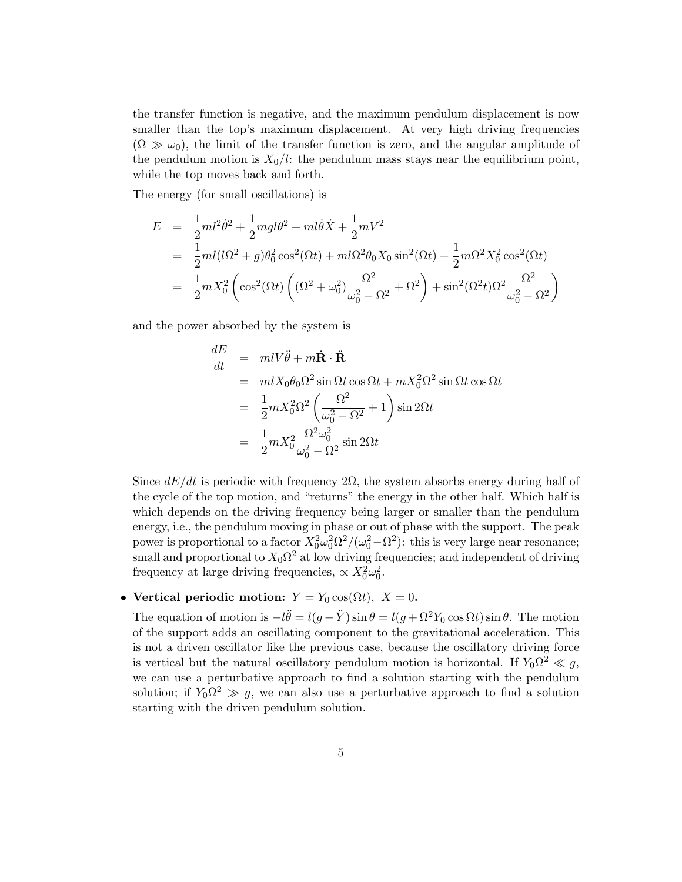the transfer function is negative, and the maximum pendulum displacement is now smaller than the top's maximum displacement. At very high driving frequencies ($\Omega \gg \omega_0$), the limit of the transfer function is zero, and the angular amplitude of the pendulum motion is $X_0/l$: the pendulum mass stays near the equilibrium point, while the top moves back and forth.

The energy (for small oscillations) is

$$
\begin{aligned}
E &= \frac{1}{2}ml^2\dot{\theta}^2 + \frac{1}{2}mgl\theta^2 + ml\dot{\theta}\dot{X} + \frac{1}{2}mV^2 \\
&= \frac{1}{2}ml(l\Omega^2 + g)\theta_0^2\cos^2(\Omega t) + ml\Omega^2\theta_0 X_0 \sin^2(\Omega t) + \frac{1}{2}m\Omega^2 X_0^2 \cos^2(\Omega t) \\
&= \frac{1}{2}mX_0^2\left(\cos^2(\Omega t)\left((\Omega^2+\omega_0^2)\frac{\Omega^2}{\omega_0^2-\Omega^2} + \Omega^2\right) + \sin^2(\Omega^2 t)\Omega^2\frac{\Omega^2}{\omega_0^2-\Omega^2}\right)
\end{aligned}
$$

and the power absorbed by the system is

$$
\begin{aligned}
\frac{dE}{dt} &= mlV\ddot{\theta} + m\dot{\mathbf{R}}\cdot\ddot{\mathbf{R}} \\
&= mlX_0\theta_0\Omega^2\sin\Omega t\cos\Omega t + mX_0^2\Omega^2\sin\Omega t\cos\Omega t \\
&= \frac{1}{2}mX_0^2\Omega^2\left(\frac{\Omega^2}{\omega_0^2-\Omega^2}+1\right)\sin 2\Omega t \\
&= \frac{1}{2}mX_0^2\frac{\Omega^2\omega_0^2}{\omega_0^2-\Omega^2}\sin 2\Omega t
\end{aligned}
$$

Since $dE/dt$ is periodic with frequency $2\Omega$, the system absorbs energy during half of the cycle of the top motion, and "returns" the energy in the other half. Which half is which depends on the driving frequency being larger or smaller than the pendulum energy, i.e., the pendulum moving in phase or out of phase with the support. The peak power is proportional to a factor $X_0^2\omega_0^2\Omega^2/(\omega_0^2-\Omega^2)$: this is very large near resonance; small and proportional to $X_0\Omega^2$ at low driving frequencies; and independent of driving frequency at large driving frequencies, $\propto X_0^2\omega_0^2$.

- **Vertical periodic motion:** $Y = Y_0\cos(\Omega t),\ X = 0$.

  The equation of motion is $-l\ddot{\theta} = l(g - \ddot{Y})\sin\theta = l(g + \Omega^2 Y_0\cos\Omega t)\sin\theta$. The motion of the support adds an oscillating component to the gravitational acceleration. This is not a driven oscillator like the previous case, because the oscillatory driving force is vertical but the natural oscillatory pendulum motion is horizontal. If $Y_0\Omega^2 \ll g$, we can use a perturbative approach to find a solution starting with the pendulum solution; if $Y_0\Omega^2 \gg g$, we can also use a perturbative approach to find a solution starting with the driven pendulum solution.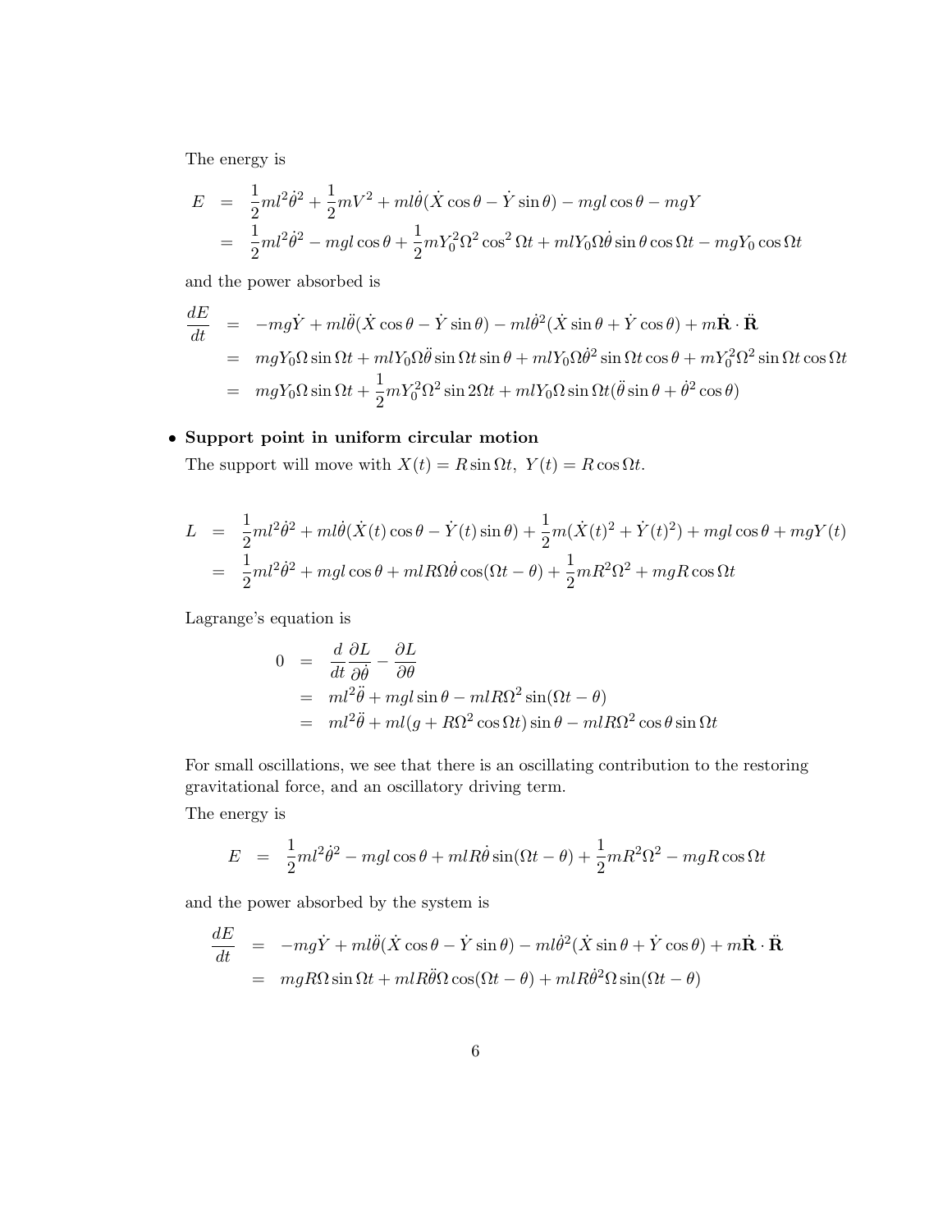The energy is

$$
\begin{aligned}
E &= \frac{1}{2}ml^2\dot{\theta}^2 + \frac{1}{2}mV^2 + ml\dot{\theta}(\dot{X}\cos\theta - \dot{Y}\sin\theta) - mgl\cos\theta - mgY \\
&= \frac{1}{2}ml^2\dot{\theta}^2 - mgl\cos\theta + \frac{1}{2}mY_0^2\Omega^2\cos^2\Omega t + mlY_0\Omega\dot{\theta}\sin\theta\cos\Omega t - mgY_0\cos\Omega t
\end{aligned}
$$

and the power absorbed is

$$
\begin{aligned}
\frac{dE}{dt} &= -mg\dot{Y} + ml\ddot{\theta}(\dot{X}\cos\theta - \dot{Y}\sin\theta) - ml\dot{\theta}^2(\dot{X}\sin\theta + \dot{Y}\cos\theta) + m\dot{\mathbf{R}}\cdot\ddot{\mathbf{R}} \\
&= mgY_0\Omega\sin\Omega t + mlY_0\Omega\ddot{\theta}\sin\Omega t\sin\theta + mlY_0\Omega\dot{\theta}^2\sin\Omega t\cos\theta + mY_0^2\Omega^2\sin\Omega t\cos\Omega t \\
&= mgY_0\Omega\sin\Omega t + \frac{1}{2}mY_0^2\Omega^2\sin 2\Omega t + mlY_0\Omega\sin\Omega t(\ddot{\theta}\sin\theta + \dot{\theta}^2\cos\theta)
\end{aligned}
$$

- **Support point in uniform circular motion**

  The support will move with $X(t) = R\sin\Omega t,\ Y(t) = R\cos\Omega t$.

$$
\begin{aligned}
L &= \frac{1}{2}ml^2\dot{\theta}^2 + ml\dot{\theta}(\dot{X}(t)\cos\theta - \dot{Y}(t)\sin\theta) + \frac{1}{2}m(\dot{X}(t)^2 + \dot{Y}(t)^2) + mgl\cos\theta + mgY(t) \\
&= \frac{1}{2}ml^2\dot{\theta}^2 + mgl\cos\theta + mlR\Omega\dot{\theta}\cos(\Omega t - \theta) + \frac{1}{2}mR^2\Omega^2 + mgR\cos\Omega t
\end{aligned}
$$

Lagrange's equation is

$$
\begin{aligned}
0 &= \frac{d}{dt}\frac{\partial L}{\partial\dot{\theta}} - \frac{\partial L}{\partial\theta} \\
&= ml^2\ddot{\theta} + mgl\sin\theta - mlR\Omega^2\sin(\Omega t - \theta) \\
&= ml^2\ddot{\theta} + ml(g + R\Omega^2\cos\Omega t)\sin\theta - mlR\Omega^2\cos\theta\sin\Omega t
\end{aligned}
$$

For small oscillations, we see that there is an oscillating contribution to the restoring gravitational force, and an oscillatory driving term.

The energy is

$$
E = \frac{1}{2}ml^2\dot{\theta}^2 - mgl\cos\theta + mlR\dot{\theta}\sin(\Omega t - \theta) + \frac{1}{2}mR^2\Omega^2 - mgR\cos\Omega t
$$

and the power absorbed by the system is

$$
\begin{aligned}
\frac{dE}{dt} &= -mg\dot{Y} + ml\ddot{\theta}(\dot{X}\cos\theta - \dot{Y}\sin\theta) - ml\dot{\theta}^2(\dot{X}\sin\theta + \dot{Y}\cos\theta) + m\dot{\mathbf{R}}\cdot\ddot{\mathbf{R}} \\
&= mgR\Omega\sin\Omega t + mlR\ddot{\theta}\Omega\cos(\Omega t - \theta) + mlR\dot{\theta}^2\Omega\sin(\Omega t - \theta)
\end{aligned}
$$